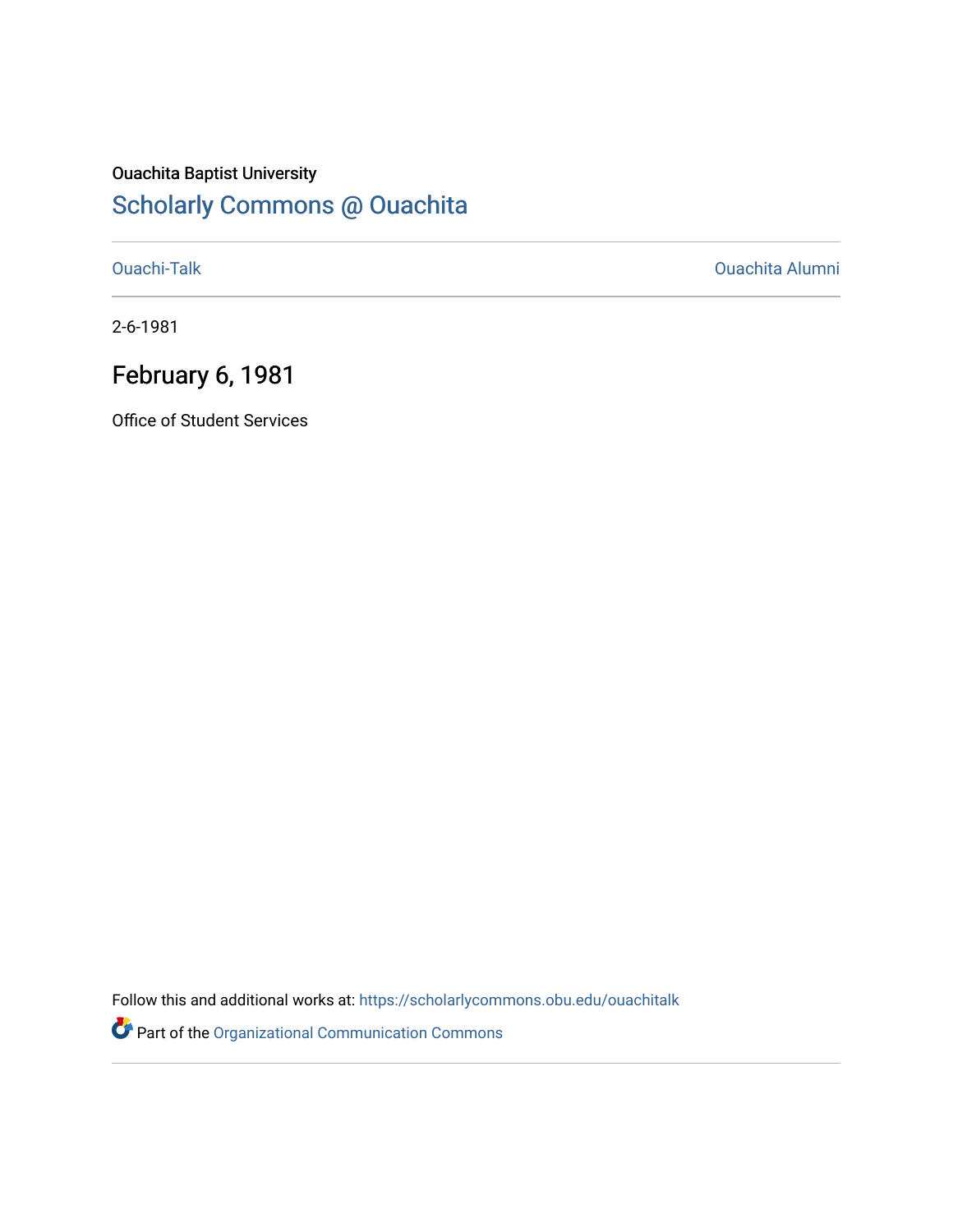Ouachita Baptist University

# Scholarly Commons @ Ouachita

Ouachi-Talk

Ouachita Alumni

2-6-1981

## February 6, 1981

Office of Student Services

Follow this and additional works at: https://scholarlycommons.obu.edu/ouachitalk

Part of the Organizational Communication Commons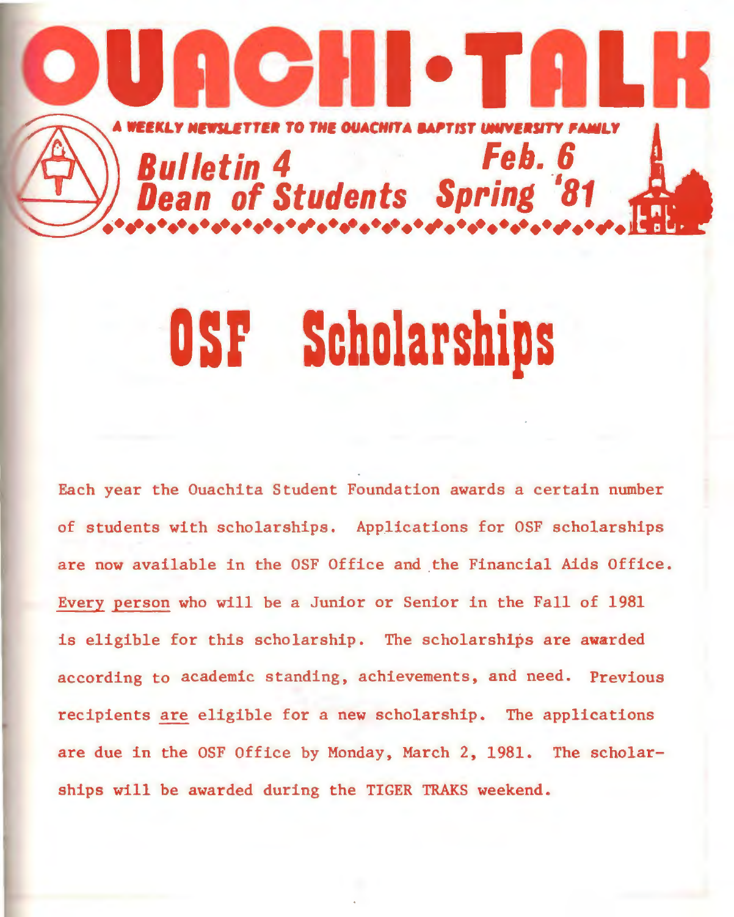# OUACHI-TALK

A WEEKLY NEWSLETTER TO THE OUACHITA BAPTIST UNIVERSITY FAMILY

**Bulletin 4** **Feb. 6**
**Dean of Students** **Spring '81**

# OSF Scholarships

Each year the Ouachita Student Foundation awards a certain number of students with scholarships. Applications for OSF scholarships are now available in the OSF Office and the Financial Aids Office. <u>Every person</u> who will be a Junior or Senior in the Fall of 1981 is eligible for this scholarship. The scholarships are awarded according to academic standing, achievements, and need. Previous recipients <u>are</u> eligible for a new scholarship. The applications are due in the OSF Office by Monday, March 2, 1981. The scholarships will be awarded during the TIGER TRAKS weekend.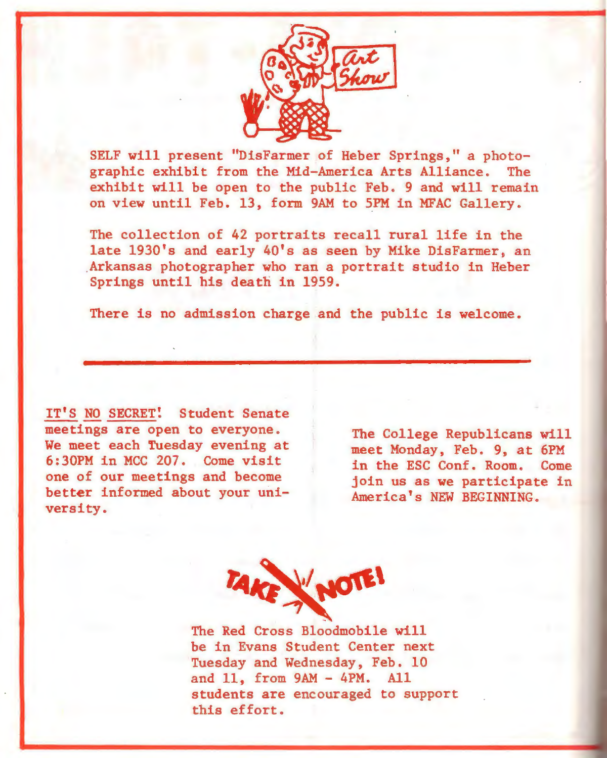Art Show

SELF will present "DisFarmer of Heber Springs," a photographic exhibit from the Mid-America Arts Alliance. The exhibit will be open to the public Feb. 9 and will remain on view until Feb. 13, form 9AM to 5PM in MFAC Gallery.

The collection of 42 portraits recall rural life in the late 1930's and early 40's as seen by Mike DisFarmer, an Arkansas photographer who ran a portrait studio in Heber Springs until his death in 1959.

There is no admission charge and the public is welcome.

---

IT'S NO SECRET! Student Senate meetings are open to everyone. We meet each Tuesday evening at 6:30PM in MCC 207. Come visit one of our meetings and become better informed about your university.

The College Republicans will meet Monday, Feb. 9, at 6PM in the ESC Conf. Room. Come join us as we participate in America's NEW BEGINNING.

TAKE NOTE!

The Red Cross Bloodmobile will be in Evans Student Center next Tuesday and Wednesday, Feb. 10 and 11, from 9AM - 4PM. All students are encouraged to support this effort.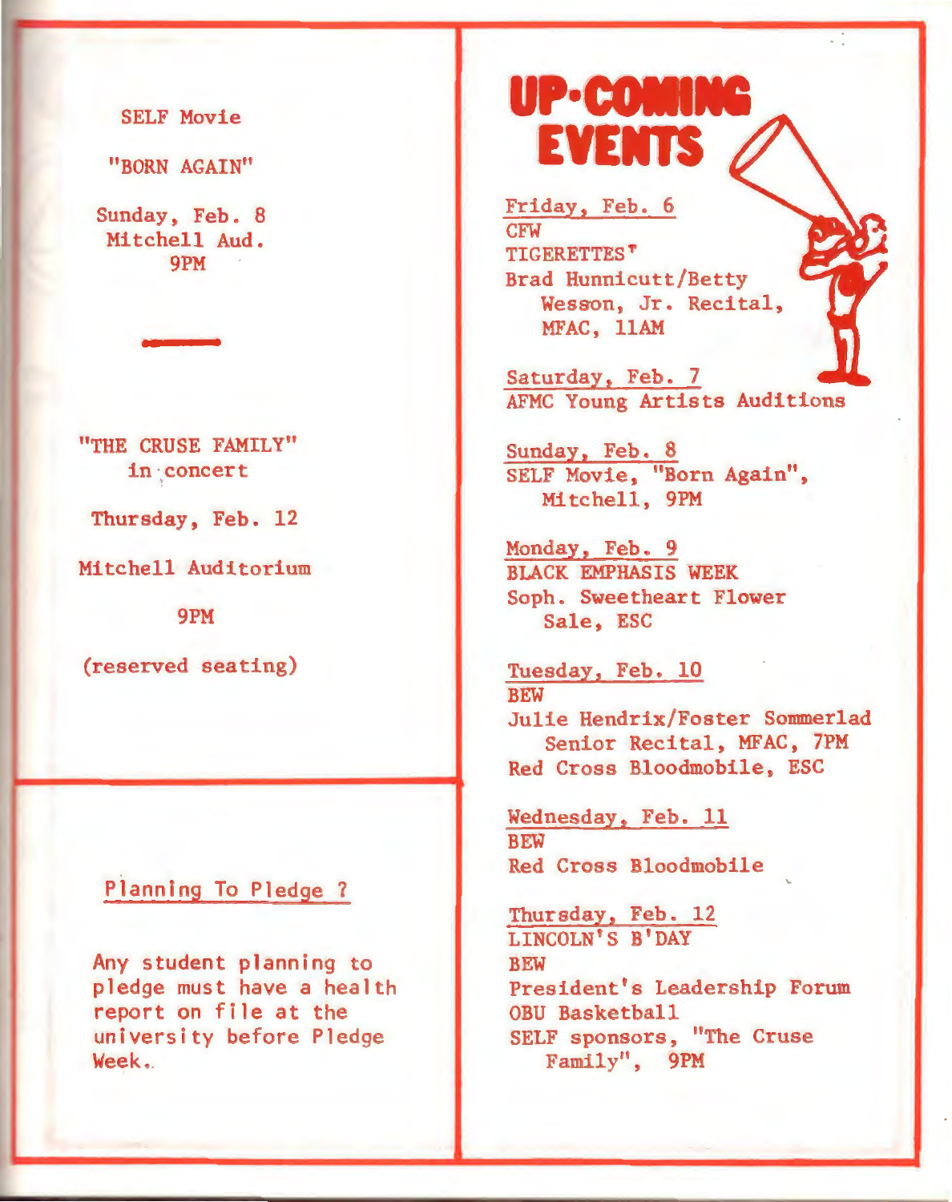SELF Movie

"BORN AGAIN"

Sunday, Feb. 8
Mitchell Aud.
9PM

---

"THE CRUSE FAMILY"
in concert

Thursday, Feb. 12

Mitchell Auditorium

9PM

(reserved seating)

---

Planning To Pledge ?

Any student planning to pledge must have a health report on file at the university before Pledge Week.

# UP-COMING EVENTS

Friday, Feb. 6
CFW
TIGERETTES*
Brad Hunnicutt/Betty Wesson, Jr. Recital, MFAC, 11AM

Saturday, Feb. 7
AFMC Young Artists Auditions

Sunday, Feb. 8
SELF Movie, "Born Again", Mitchell, 9PM

Monday, Feb. 9
BLACK EMPHASIS WEEK
Soph. Sweetheart Flower Sale, ESC

Tuesday, Feb. 10
BEW
Julie Hendrix/Foster Sommerlad Senior Recital, MFAC, 7PM
Red Cross Bloodmobile, ESC

Wednesday, Feb. 11
BEW
Red Cross Bloodmobile

Thursday, Feb. 12
LINCOLN'S B'DAY
BEW
President's Leadership Forum
OBU Basketball
SELF sponsors, "The Cruse Family", 9PM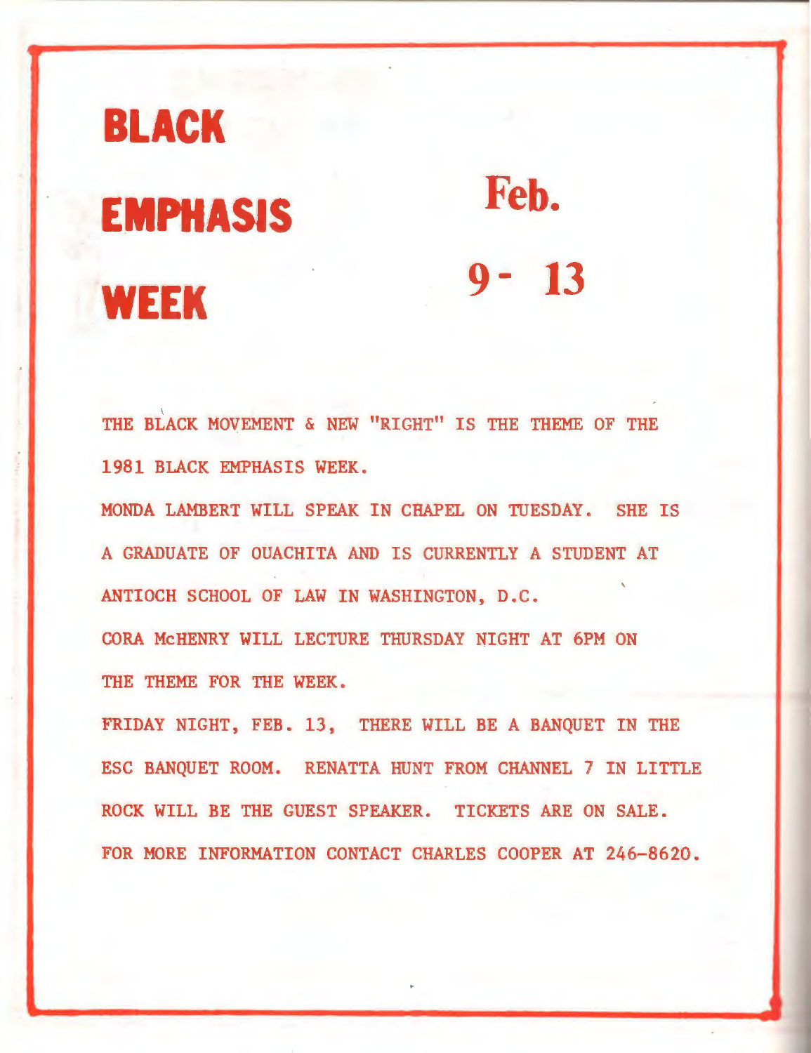# BLACK EMPHASIS WEEK

## Feb. 9 - 13

THE BLACK MOVEMENT & NEW "RIGHT" IS THE THEME OF THE 1981 BLACK EMPHASIS WEEK.

MONDA LAMBERT WILL SPEAK IN CHAPEL ON TUESDAY. SHE IS A GRADUATE OF OUACHITA AND IS CURRENTLY A STUDENT AT ANTIOCH SCHOOL OF LAW IN WASHINGTON, D.C.

CORA McHENRY WILL LECTURE THURSDAY NIGHT AT 6PM ON THE THEME FOR THE WEEK.

FRIDAY NIGHT, FEB. 13, THERE WILL BE A BANQUET IN THE ESC BANQUET ROOM. RENATTA HUNT FROM CHANNEL 7 IN LITTLE ROCK WILL BE THE GUEST SPEAKER. TICKETS ARE ON SALE. FOR MORE INFORMATION CONTACT CHARLES COOPER AT 246-8620.